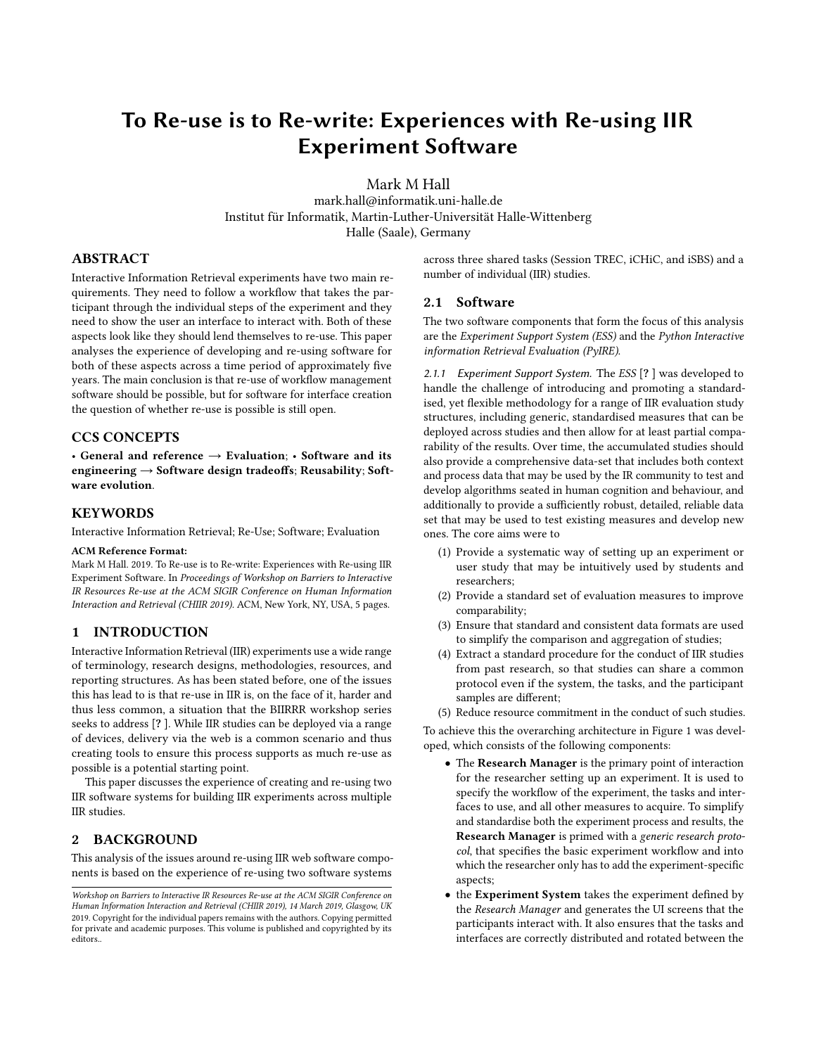# To Re-use is to Re-write: Experiences with Re-using IIR Experiment Software

Mark M Hall
mark.hall@informatik.uni-halle.de
Institut für Informatik, Martin-Luther-Universität Halle-Wittenberg
Halle (Saale), Germany

## ABSTRACT

Interactive Information Retrieval experiments have two main requirements. They need to follow a workflow that takes the participant through the individual steps of the experiment and they need to show the user an interface to interact with. Both of these aspects look like they should lend themselves to re-use. This paper analyses the experience of developing and re-using software for both of these aspects across a time period of approximately five years. The main conclusion is that re-use of workflow management software should be possible, but for software for interface creation the question of whether re-use is possible is still open.

## CCS CONCEPTS

• **General and reference → Evaluation**; • **Software and its engineering → Software design tradeoffs**; **Reusability**; **Software evolution**.

## KEYWORDS

Interactive Information Retrieval; Re-Use; Software; Evaluation

**ACM Reference Format:**
Mark M Hall. 2019. To Re-use is to Re-write: Experiences with Re-using IIR Experiment Software. In *Proceedings of Workshop on Barriers to Interactive IR Resources Re-use at the ACM SIGIR Conference on Human Information Interaction and Retrieval (CHIIR 2019).* ACM, New York, NY, USA, 5 pages.

## 1 INTRODUCTION

Interactive Information Retrieval (IIR) experiments use a wide range of terminology, research designs, methodologies, resources, and reporting structures. As has been stated before, one of the issues this has lead to is that re-use in IIR is, on the face of it, harder and thus less common, a situation that the BIIRRR workshop series seeks to address [? ]. While IIR studies can be deployed via a range of devices, delivery via the web is a common scenario and thus creating tools to ensure this process supports as much re-use as possible is a potential starting point.

This paper discusses the experience of creating and re-using two IIR software systems for building IIR experiments across multiple IIR studies.

## 2 BACKGROUND

This analysis of the issues around re-using IIR web software components is based on the experience of re-using two software systems across three shared tasks (Session TREC, iCHiC, and iSBS) and a number of individual (IIR) studies.

### 2.1 Software

The two software components that form the focus of this analysis are the *Experiment Support System (ESS)* and the *Python Interactive information Retrieval Evaluation (PyIRE)*.

*2.1.1 Experiment Support System.* The *ESS* [? ] was developed to handle the challenge of introducing and promoting a standardised, yet flexible methodology for a range of IIR evaluation study structures, including generic, standardised measures that can be deployed across studies and then allow for at least partial comparability of the results. Over time, the accumulated studies should also provide a comprehensive data-set that includes both context and process data that may be used by the IR community to test and develop algorithms seated in human cognition and behaviour, and additionally to provide a sufficiently robust, detailed, reliable data set that may be used to test existing measures and develop new ones. The core aims were to

1. Provide a systematic way of setting up an experiment or user study that may be intuitively used by students and researchers;
2. Provide a standard set of evaluation measures to improve comparability;
3. Ensure that standard and consistent data formats are used to simplify the comparison and aggregation of studies;
4. Extract a standard procedure for the conduct of IIR studies from past research, so that studies can share a common protocol even if the system, the tasks, and the participant samples are different;
5. Reduce resource commitment in the conduct of such studies.

To achieve this the overarching architecture in Figure 1 was developed, which consists of the following components:

- The **Research Manager** is the primary point of interaction for the researcher setting up an experiment. It is used to specify the workflow of the experiment, the tasks and interfaces to use, and all other measures to acquire. To simplify and standardise both the experiment process and results, the **Research Manager** is primed with a *generic research protocol*, that specifies the basic experiment workflow and into which the researcher only has to add the experiment-specific aspects;
- the **Experiment System** takes the experiment defined by the *Research Manager* and generates the UI screens that the participants interact with. It also ensures that the tasks and interfaces are correctly distributed and rotated between the

Workshop on Barriers to Interactive IR Resources Re-use at the ACM SIGIR Conference on Human Information Interaction and Retrieval (CHIIR 2019), 14 March 2019, Glasgow, UK
2019. Copyright for the individual papers remains with the authors. Copying permitted for private and academic purposes. This volume is published and copyrighted by its editors..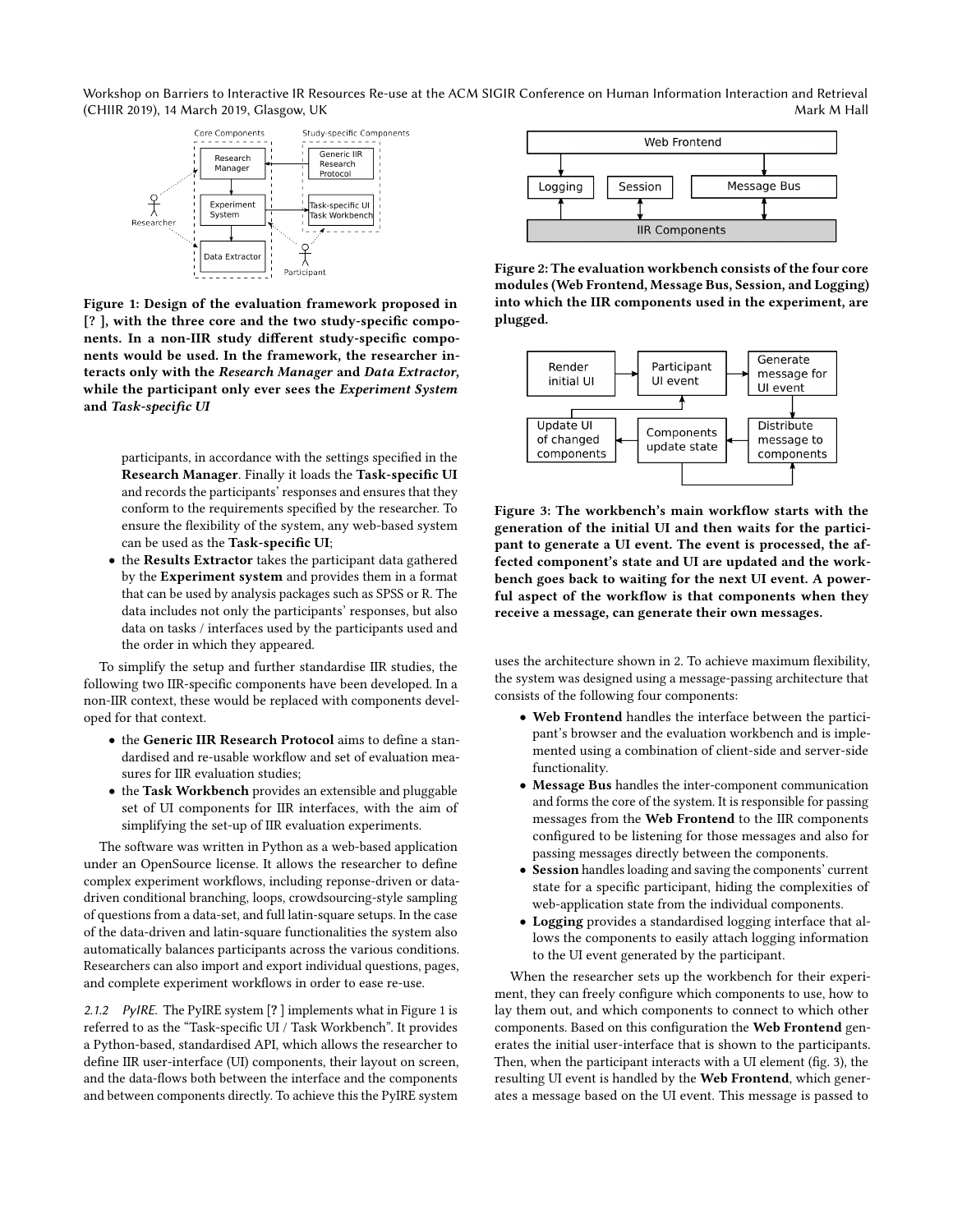Figure 1: Design of the evaluation framework proposed in [? ], with the three core and the two study-specific components. In a non-IIR study different study-specific components would be used. In the framework, the researcher interacts only with the *Research Manager* and *Data Extractor*, while the participant only ever sees the *Experiment System* and *Task-specific UI*

participants, in accordance with the settings specified in the **Research Manager**. Finally it loads the **Task-specific UI** and records the participants' responses and ensures that they conform to the requirements specified by the researcher. To ensure the flexibility of the system, any web-based system can be used as the **Task-specific UI**;

- the **Results Extractor** takes the participant data gathered by the **Experiment system** and provides them in a format that can be used by analysis packages such as SPSS or R. The data includes not only the participants' responses, but also data on tasks / interfaces used by the participants used and the order in which they appeared.

To simplify the setup and further standardise IIR studies, the following two IIR-specific components have been developed. In a non-IIR context, these would be replaced with components developed for that context.

- the **Generic IIR Research Protocol** aims to define a standardised and re-usable workflow and set of evaluation measures for IIR evaluation studies;
- the **Task Workbench** provides an extensible and pluggable set of UI components for IIR interfaces, with the aim of simplifying the set-up of IIR evaluation experiments.

The software was written in Python as a web-based application under an OpenSource license. It allows the researcher to define complex experiment workflows, including reponse-driven or data-driven conditional branching, loops, crowdsourcing-style sampling of questions from a data-set, and full latin-square setups. In the case of the data-driven and latin-square functionalities the system also automatically balances participants across the various conditions. Researchers can also import and export individual questions, pages, and complete experiment workflows in order to ease re-use.

*2.1.2 PyIRE.* The PyIRE system [? ] implements what in Figure 1 is referred to as the "Task-specific UI / Task Workbench". It provides a Python-based, standardised API, which allows the researcher to define IIR user-interface (UI) components, their layout on screen, and the data-flows both between the interface and the components and between components directly. To achieve this the PyIRE system uses the architecture shown in 2. To achieve maximum flexibility, the system was designed using a message-passing architecture that consists of the following four components:

Figure 2: The evaluation workbench consists of the four core modules (Web Frontend, Message Bus, Session, and Logging) into which the IIR components used in the experiment, are plugged.

Figure 3: The workbench's main workflow starts with the generation of the initial UI and then waits for the participant to generate a UI event. The event is processed, the affected component's state and UI are updated and the workbench goes back to waiting for the next UI event. A powerful aspect of the workflow is that components when they receive a message, can generate their own messages.

- **Web Frontend** handles the interface between the participant's browser and the evaluation workbench and is implemented using a combination of client-side and server-side functionality.
- **Message Bus** handles the inter-component communication and forms the core of the system. It is responsible for passing messages from the **Web Frontend** to the IIR components configured to be listening for those messages and also for passing messages directly between the components.
- **Session** handles loading and saving the components' current state for a specific participant, hiding the complexities of web-application state from the individual components.
- **Logging** provides a standardised logging interface that allows the components to easily attach logging information to the UI event generated by the participant.

When the researcher sets up the workbench for their experiment, they can freely configure which components to use, how to lay them out, and which components to connect to which other components. Based on this configuration the **Web Frontend** generates the initial user-interface that is shown to the participants. Then, when the participant interacts with a UI element (fig. 3), the resulting UI event is handled by the **Web Frontend**, which generates a message based on the UI event. This message is passed to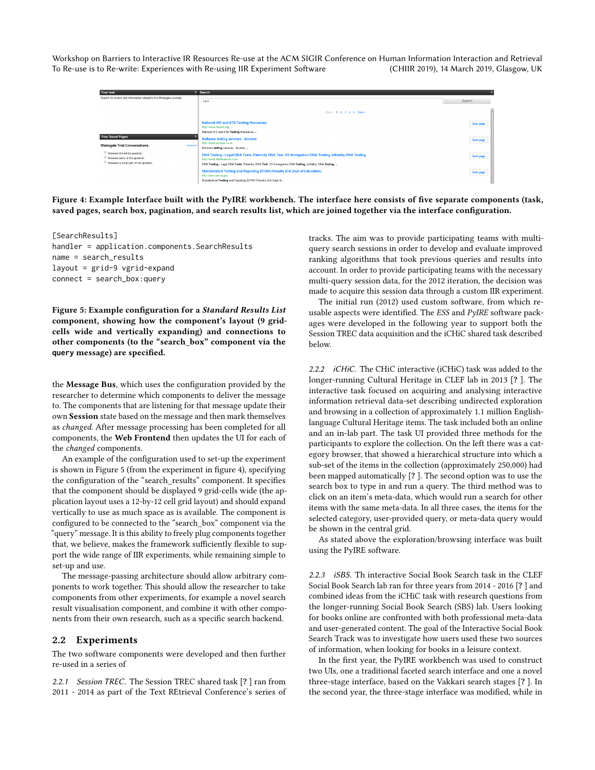Figure 4: Example Interface built with the PyIRE workbench. The interface here consists of five separate components (task, saved pages, search box, pagination, and search results list, which are joined together via the interface configuration.

```
[SearchResults]
handler = application.components.SearchResults
name = search_results
layout = grid-9 vgrid-expand
connect = search_box:query
```

**Figure 5: Example configuration for a *Standard Results List* component, showing how the component's layout (9 grid-cells wide and vertically expanding) and connections to other components (to the "search_box" component via the `query` message) are specified.**

the **Message Bus**, which uses the configuration provided by the researcher to determine which components to deliver the message to. The components that are listening for that message update their own **Session** state based on the message and then mark themselves as *changed*. After message processing has been completed for all components, the **Web Frontend** then updates the UI for each of the *changed* components.

An example of the configuration used to set-up the experiment is shown in Figure 5 (from the experiment in figure 4), specifying the configuration of the "search_results" component. It specifies that the component should be displayed 9 grid-cells wide (the application layout uses a 12-by-12 cell grid layout) and should expand vertically to use as much space as is available. The component is configured to be connected to the "search_box" component via the "query" message. It is this ability to freely plug components together that, we believe, makes the framework sufficiently flexible to support the wide range of IIR experiments, while remaining simple to set-up and use.

The message-passing architecture should allow arbitrary components to work together. This should allow the researcher to take components from other experiments, for example a novel search result visualisation component, and combine it with other components from their own research, such as a specific search backend.

## 2.2 Experiments

The two software components were developed and then further re-used in a series of

*2.2.1 Session TREC.* The Session TREC shared task [? ] ran from 2011 - 2014 as part of the Text REtrieval Conference's series of tracks. The aim was to provide participating teams with multi-query search sessions in order to develop and evaluate improved ranking algorithms that took previous queries and results into account. In order to provide participating teams with the necessary multi-query session data, for the 2012 iteration, the decision was made to acquire this session data through a custom IIR experiment.

The initial run (2012) used custom software, from which re-usable aspects were identified. The *ESS* and *PyIRE* software packages were developed in the following year to support both the Session TREC data acquisition and the iCHiC shared task described below.

*2.2.2 iCHiC.* The CHiC interactive (iCHiC) task was added to the longer-running Cultural Heritage in CLEF lab in 2013 [? ]. The interactive task focused on acquiring and analysing interactive information retrieval data-set describing undirected exploration and browsing in a collection of approximately 1.1 million English-language Cultural Heritage items. The task included both an online and an in-lab part. The task UI provided three methods for the participants to explore the collection. On the left there was a category browser, that showed a hierarchical structure into which a sub-set of the items in the collection (approximately 250,000) had been mapped automatically [? ]. The second option was to use the search box to type in and run a query. The third method was to click on an item's meta-data, which would run a search for other items with the same meta-data. In all three cases, the items for the selected category, user-provided query, or meta-data query would be shown in the central grid.

As stated above the exploration/browsing interface was built using the PyIRE software.

*2.2.3 iSBS.* Th interactive Social Book Search task in the CLEF Social Book Search lab ran for three years from 2014 - 2016 [? ] and combined ideas from the iCHiC task with research questions from the longer-running Social Book Search (SBS) lab. Users looking for books online are confronted with both professional meta-data and user-generated content. The goal of the Interactive Social Book Search Track was to investigate how users used these two sources of information, when looking for books in a leisure context.

In the first year, the PyIRE workbench was used to construct two UIs, one a traditional faceted search interface and one a novel three-stage interface, based on the Vakkari search stages [? ]. In the second year, the three-stage interface was modified, while in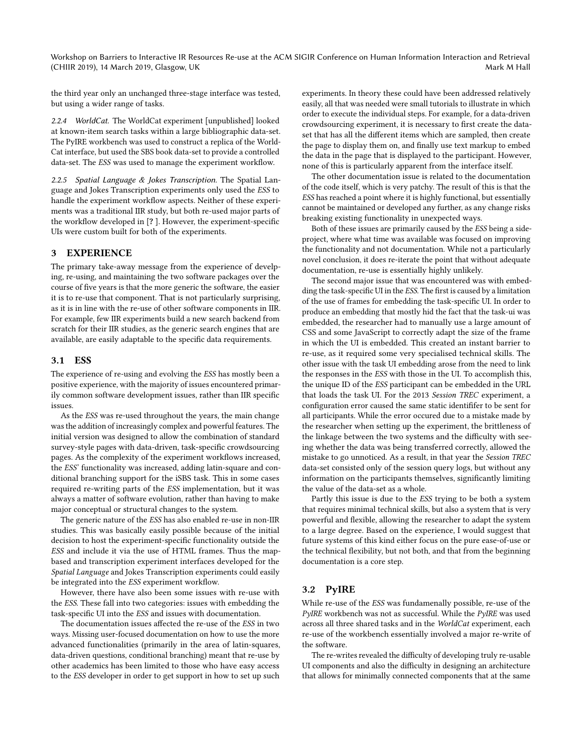the third year only an unchanged three-stage interface was tested, but using a wider range of tasks.

#### 2.2.4 WorldCat.

The WorldCat experiment [unpublished] looked at known-item search tasks within a large bibliographic data-set. The PyIRE workbench was used to construct a replica of the WorldCat interface, but used the SBS book data-set to provide a controlled data-set. The *ESS* was used to manage the experiment workflow.

#### 2.2.5 Spatial Language & Jokes Transcription.

The Spatial Language and Jokes Transcription experiments only used the *ESS* to handle the experiment workflow aspects. Neither of these experiments was a traditional IIR study, but both re-used major parts of the workflow developed in [? ]. However, the experiment-specific UIs were custom built for both of the experiments.

## 3 EXPERIENCE

The primary take-away message from the experience of develping, re-using, and maintaining the two software packages over the course of five years is that the more generic the software, the easier it is to re-use that component. That is not particularly surprising, as it is in line with the re-use of other software components in IIR. For example, few IIR experiments build a new search backend from scratch for their IIR studies, as the generic search engines that are available, are easily adaptable to the specific data requirements.

### 3.1 ESS

The experience of re-using and evolving the *ESS* has mostly been a positive experience, with the majority of issues encountered primarily common software development issues, rather than IIR specific issues.

As the *ESS* was re-used throughout the years, the main change was the addition of increasingly complex and powerful features. The initial version was designed to allow the combination of standard survey-style pages with data-driven, task-specific crowdsourcing pages. As the complexity of the experiment workflows increased, the *ESS*' functionality was increased, adding latin-square and conditional branching support for the iSBS task. This in some cases required re-writing parts of the *ESS* implementation, but it was always a matter of software evolution, rather than having to make major conceptual or structural changes to the system.

The generic nature of the *ESS* has also enabled re-use in non-IIR studies. This was basically easily possible because of the initial decision to host the experiment-specific functionality outside the *ESS* and include it via the use of HTML frames. Thus the map-based and transcription experiment interfaces developed for the *Spatial Language* and Jokes Transcription experiments could easily be integrated into the *ESS* experiment workflow.

However, there have also been some issues with re-use with the *ESS*. These fall into two categories: issues with embedding the task-specific UI into the *ESS* and issues with documentation.

The documentation issues affected the re-use of the *ESS* in two ways. Missing user-focused documentation on how to use the more advanced functionalities (primarily in the area of latin-squares, data-driven questions, conditional branching) meant that re-use by other academics has been limited to those who have easy access to the *ESS* developer in order to get support in how to set up such experiments. In theory these could have been addressed relatively easily, all that was needed were small tutorials to illustrate in which order to execute the individual steps. For example, for a data-driven crowdsourcing experiment, it is necessary to first create the data-set that has all the different items which are sampled, then create the page to display them on, and finally use text markup to embed the data in the page that is displayed to the participant. However, none of this is particularly apparent from the interface itself.

The other documentation issue is related to the documentation of the code itself, which is very patchy. The result of this is that the *ESS* has reached a point where it is highly functional, but essentially cannot be maintained or developed any further, as any change risks breaking existing functionality in unexpected ways.

Both of these issues are primarily caused by the *ESS* being a side-project, where what time was available was focused on improving the functionality and not documentation. While not a particularly novel conclusion, it does re-iterate the point that without adequate documentation, re-use is essentially highly unlikely.

The second major issue that was encountered was with embedding the task-specific UI in the *ESS*. The first is caused by a limitation of the use of frames for embedding the task-specific UI. In order to produce an embedding that mostly hid the fact that the task-ui was embedded, the researcher had to manually use a large amount of CSS and some JavaScript to correctly adapt the size of the frame in which the UI is embedded. This created an instant barrier to re-use, as it required some very specialised technical skills. The other issue with the task UI embedding arose from the need to link the responses in the *ESS* with those in the UI. To accomplish this, the unique ID of the *ESS* participant can be embedded in the URL that loads the task UI. For the 2013 *Session TREC* experiment, a configuration error caused the same static identififer to be sent for all participants. While the error occured due to a mistake made by the researcher when setting up the experiment, the brittleness of the linkage between the two systems and the difficulty with seeing whether the data was being transferred correctly, allowed the mistake to go unnoticed. As a result, in that year the *Session TREC* data-set consisted only of the session query logs, but without any information on the participants themselves, significantly limiting the value of the data-set as a whole.

Partly this issue is due to the *ESS* trying to be both a system that requires minimal technical skills, but also a system that is very powerful and flexible, allowing the researcher to adapt the system to a large degree. Based on the experience, I would suggest that future systems of this kind either focus on the pure ease-of-use or the technical flexibility, but not both, and that from the beginning documentation is a core step.

### 3.2 PyIRE

While re-use of the *ESS* was fundamenally possible, re-use of the *PyIRE* workbench was not as successful. While the *PyIRE* was used across all three shared tasks and in the *WorldCat* experiment, each re-use of the workbench essentially involved a major re-write of the software.

The re-writes revealed the difficulty of developing truly re-usable UI components and also the difficulty in designing an architecture that allows for minimally connected components that at the same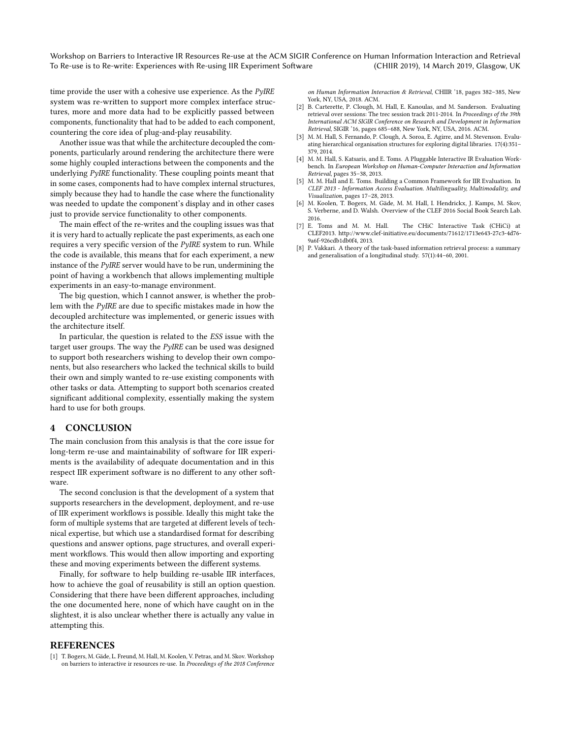time provide the user with a cohesive use experience. As the *PyIRE* system was re-written to support more complex interface structures, more and more data had to be explicitly passed between components, functionality that had to be added to each component, countering the core idea of plug-and-play reusability.

Another issue was that while the architecture decoupled the components, particularly around rendering the architecture there were some highly coupled interactions between the components and the underlying *PyIRE* functionality. These coupling points meant that in some cases, components had to have complex internal structures, simply because they had to handle the case where the functionality was needed to update the component's display and in other cases just to provide service functionality to other components.

The main effect of the re-writes and the coupling issues was that it is very hard to actually replicate the past experiments, as each one requires a very specific version of the *PyIRE* system to run. While the code is available, this means that for each experiment, a new instance of the *PyIRE* server would have to be run, undermining the point of having a workbench that allows implementing multiple experiments in an easy-to-manage environment.

The big question, which I cannot answer, is whether the problem with the *PyIRE* are due to specific mistakes made in how the decoupled architecture was implemented, or generic issues with the architecture itself.

In particular, the question is related to the *ESS* issue with the target user groups. The way the *PyIRE* can be used was designed to support both researchers wishing to develop their own components, but also researchers who lacked the technical skills to build their own and simply wanted to re-use existing components with other tasks or data. Attempting to support both scenarios created significant additional complexity, essentially making the system hard to use for both groups.

## 4 CONCLUSION

The main conclusion from this analysis is that the core issue for long-term re-use and maintainability of software for IIR experiments is the availability of adequate documentation and in this respect IIR experiment software is no different to any other software.

The second conclusion is that the development of a system that supports researchers in the development, deployment, and re-use of IIR experiment workflows is possible. Ideally this might take the form of multiple systems that are targeted at different levels of technical expertise, but which use a standardised format for describing questions and answer options, page structures, and overall experiment workflows. This would then allow importing and exporting these and moving experiments between the different systems.

Finally, for software to help building re-usable IIR interfaces, how to achieve the goal of reusability is still an option question. Considering that there have been different approaches, including the one documented here, none of which have caught on in the slightest, it is also unclear whether there is actually any value in attempting this.

## REFERENCES

[1] T. Bogers, M. Gäde, L. Freund, M. Hall, M. Koolen, V. Petras, and M. Skov. Workshop on barriers to interactive ir resources re-use. In *Proceedings of the 2018 Conference on Human Information Interaction & Retrieval*, CHIIR '18, pages 382–385, New York, NY, USA, 2018. ACM.

[2] B. Carterette, P. Clough, M. Hall, E. Kanoulas, and M. Sanderson. Evaluating retrieval over sessions: The trec session track 2011-2014. In *Proceedings of the 39th International ACM SIGIR Conference on Research and Development in Information Retrieval*, SIGIR '16, pages 685–688, New York, NY, USA, 2016. ACM.

[3] M. M. Hall, S. Fernando, P. Clough, A. Soroa, E. Agirre, and M. Stevenson. Evaluating hierarchical organisation structures for exploring digital libraries. 17(4):351–379, 2014.

[4] M. M. Hall, S. Katsaris, and E. Toms. A Pluggable Interactive IR Evaluation Workbench. In *European Workshop on Human-Computer Interaction and Information Retrieval*, pages 35–38, 2013.

[5] M. M. Hall and E. Toms. Building a Common Framework for IIR Evaluation. In *CLEF 2013 - Information Access Evaluation. Multilinguality, Multimodality, and Visualization*, pages 17–28, 2013.

[6] M. Koolen, T. Bogers, M. Gäde, M. M. Hall, I. Hendrickx, J. Kamps, M. Skov, S. Verberne, and D. Walsh. Overview of the CLEF 2016 Social Book Search Lab. 2016.

[7] E. Toms and M. M. Hall. The CHiC Interactive Task (CHiCi) at CLEF2013. http://www.clef-initiative.eu/documents/71612/1713e643-27c3-4d76-9a6f-926cdb1db0f4, 2013.

[8] P. Vakkari. A theory of the task-based information retrieval process: a summary and generalisation of a longitudinal study. 57(1):44–60, 2001.